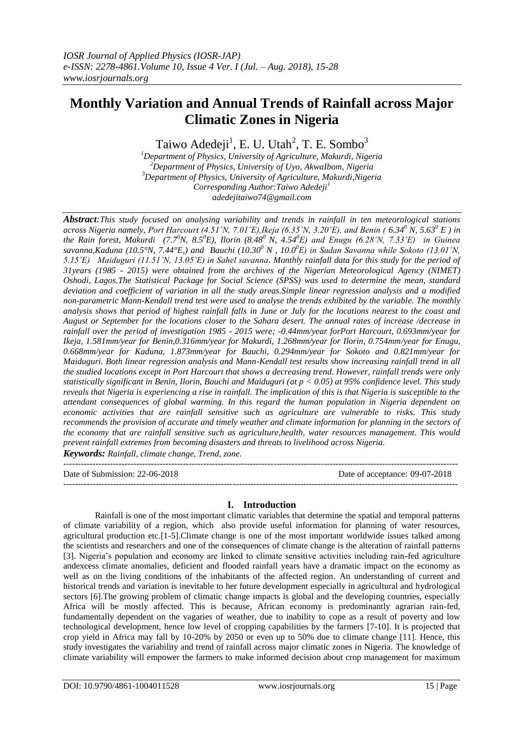# Monthly Variation and Annual Trends of Rainfall across Major Climatic Zones in Nigeria

Taiwo Adedeji[1], E. U. Utah[2], T. E. Sombo[3]

[1]*Department of Physics, University of Agriculture, Makurdi, Nigeria*
[2]*Department of Physics, University of Uyo, AkwaIbom, Nigeria*
[3]*Department of Physics, University of Agriculture, Makurdi,Nigeria*
*Corresponding Author:Taiwo Adedeji[1]*
*adedejitaiwo74@gmail.com*

***Abstract**:This study focused on analysing variability and trends in rainfall in ten meteorological stations across Nigeria namely, Port Harcourt (4.51˚N, 7.01˚E),Ikeja (6.35˚N, 3.20˚E), and Benin ( $6.34^0$ N, $5.63^0$ E ) in the Rain forest, Makurdi ($7.7^0$N, $8.5^0$E), Ilorin ($8.48^0$ N, $4.54^0$E) and Enugu (6.28˚N, 7.33˚E) in Guinea savanna,Kaduna (10.5°N, 7.44°E,) and Bauchi ($10.30^0$ N , $10.0^0$E) in Sudan Savanna while Sokoto (13.01˚N, 5.15˚E) Maiduguri (11.51˚N, 13.05˚E) in Sahel savanna. Monthly rainfall data for this study for the period of 31years (1985 - 2015) were obtained from the archives of the Nigerian Meteorological Agency (NIMET) Oshodi, Lagos.The Statistical Package for Social Science (SPSS) was used to determine the mean, standard deviation and coefficient of variation in all the study areas.Simple linear regression analysis and a modified non-parametric Mann-Kendall trend test were used to analyse the trends exhibited by the variable. The monthly analysis shows that period of highest rainfall falls in June or July for the locations nearest to the coast and August or September for the locations closer to the Sahara desert. The annual rates of increase /decrease in rainfall over the period of investigation 1985 - 2015 were; -0.44mm/year forPort Harcourt, 0.693mm/year for Ikeja, 1.581mm/year for Benin,0.316mm/year for Makurdi, 1.268mm/year for Ilorin, 0.754mm/year for Enugu, 0.668mm/year for Kaduna, 1.873mm/year for Bauchi, 0.294mm/year for Sokoto and 0.821mm/year for Maiduguri. Both linear regression analysis and Mann-Kendall test results show increasing rainfall trend in all the studied locations except in Port Harcourt that shows a decreasing trend. However, rainfall trends were only statistically significant in Benin, Ilorin, Bauchi and Maiduguri (at $p < 0.05$) at 95% confidence level. This study reveals that Nigeria is experiencing a rise in rainfall. The implication of this is that Nigeria is susceptible to the attendant consequences of global warming. In this regard the human population in Nigeria dependent on economic activities that are rainfall sensitive such as agriculture are vulnerable to risks. This study recommends the provision of accurate and timely weather and climate information for planning in the sectors of the economy that are rainfall sensitive such as agriculture,health, water resources management. This would prevent rainfall extremes from becoming disasters and threats to livelihood across Nigeria.*

***Keywords:** Rainfall, climate change, Trend, zone.*

---

Date of Submission: 22-06-2018 | Date of acceptance: 09-07-2018

---

## I. Introduction

Rainfall is one of the most important climatic variables that determine the spatial and temporal patterns of climate variability of a region, which also provide useful information for planning of water resources, agricultural production etc.[1-5].Climate change is one of the most important worldwide issues talked among the scientists and researchers and one of the consequences of climate change is the alteration of rainfall patterns [3]. Nigeria's population and economy are linked to climate sensitive activities including rain-fed agriculture andexcess climate anomalies, deficient and flooded rainfall years have a dramatic impact on the economy as well as on the living conditions of the inhabitants of the affected region. An understanding of current and historical trends and variation is inevitable to her future development especially in agricultural and hydrological sectors [6].The growing problem of climatic change impacts is global and the developing countries, especially Africa will be mostly affected. This is because, African economy is predominantly agrarian rain-fed, fundamentally dependent on the vagaries of weather, due to inability to cope as a result of poverty and low technological development, hence low level of cropping capabilities by the farmers [7-10]. It is projected that crop yield in Africa may fall by 10-20% by 2050 or even up to 50% due to climate change [11]. Hence, this study investigates the variability and trend of rainfall across major climatic zones in Nigeria. The knowledge of climate variability will empower the farmers to make informed decision about crop management for maximum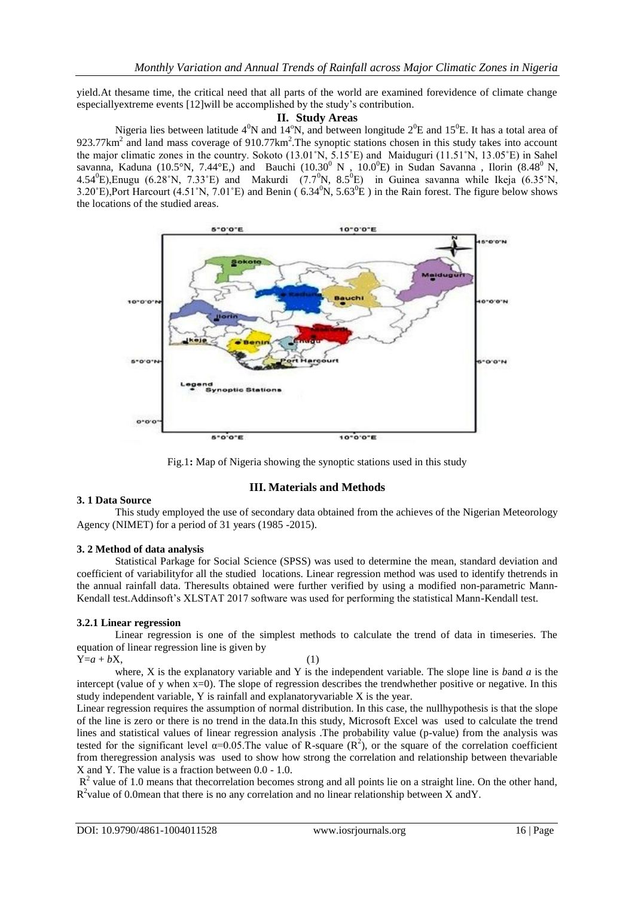yield.At thesame time, the critical need that all parts of the world are examined forevidence of climate change especiallyextreme events [12]will be accomplished by the study's contribution.

## II. Study Areas

Nigeria lies between latitude $4^0$N and $14^o$N, and between longitude $2^0$E and $15^0$E. It has a total area of 923.77km$^2$ and land mass coverage of 910.77km$^2$.The synoptic stations chosen in this study takes into account the major climatic zones in the country. Sokoto (13.01˚N, 5.15˚E) and Maiduguri (11.51˚N, 13.05˚E) in Sahel savanna, Kaduna (10.5°N, 7.44°E,) and Bauchi (10.30$^0$ N , 10.0$^0$E) in Sudan Savanna , Ilorin (8.48$^0$ N, 4.54$^0$E),Enugu (6.28˚N, 7.33˚E) and Makurdi (7.7$^0$N, 8.5$^0$E) in Guinea savanna while Ikeja (6.35˚N, 3.20˚E),Port Harcourt (4.51˚N, 7.01˚E) and Benin ( 6.34$^0$N, 5.63$^0$E ) in the Rain forest. The figure below shows the locations of the studied areas.

Fig.1**:** Map of Nigeria showing the synoptic stations used in this study

## III. Materials and Methods

### 3. 1 Data Source

This study employed the use of secondary data obtained from the achieves of the Nigerian Meteorology Agency (NIMET) for a period of 31 years (1985 -2015).

### 3. 2 Method of data analysis

Statistical Parkage for Social Science (SPSS) was used to determine the mean, standard deviation and coefficient of variabilityfor all the studied locations. Linear regression method was used to identify thetrends in the annual rainfall data. Theresults obtained were further verified by using a modified non-parametric Mann-Kendall test.Addinsoft's XLSTAT 2017 software was used for performing the statistical Mann-Kendall test.

#### 3.2.1 Linear regression

Linear regression is one of the simplest methods to calculate the trend of data in timeseries. The equation of linear regression line is given by

$$Y=a + bX, \quad (1)$$

where, X is the explanatory variable and Y is the independent variable. The slope line is *b*and *a* is the intercept (value of y when x=0). The slope of regression describes the trendwhether positive or negative. In this study independent variable, Y is rainfall and explanatoryvariable X is the year.

Linear regression requires the assumption of normal distribution. In this case, the nullhypothesis is that the slope of the line is zero or there is no trend in the data.In this study, Microsoft Excel was used to calculate the trend lines and statistical values of linear regression analysis .The probability value (p-value) from the analysis was tested for the significant level $\alpha$=0.05.The value of R-square ($R^2$), or the square of the correlation coefficient from theregression analysis was used to show how strong the correlation and relationship between thevariable X and Y. The value is a fraction between 0.0 - 1.0.

$R^2$ value of 1.0 means that thecorrelation becomes strong and all points lie on a straight line. On the other hand, $R^2$value of 0.0mean that there is no any correlation and no linear relationship between X andY.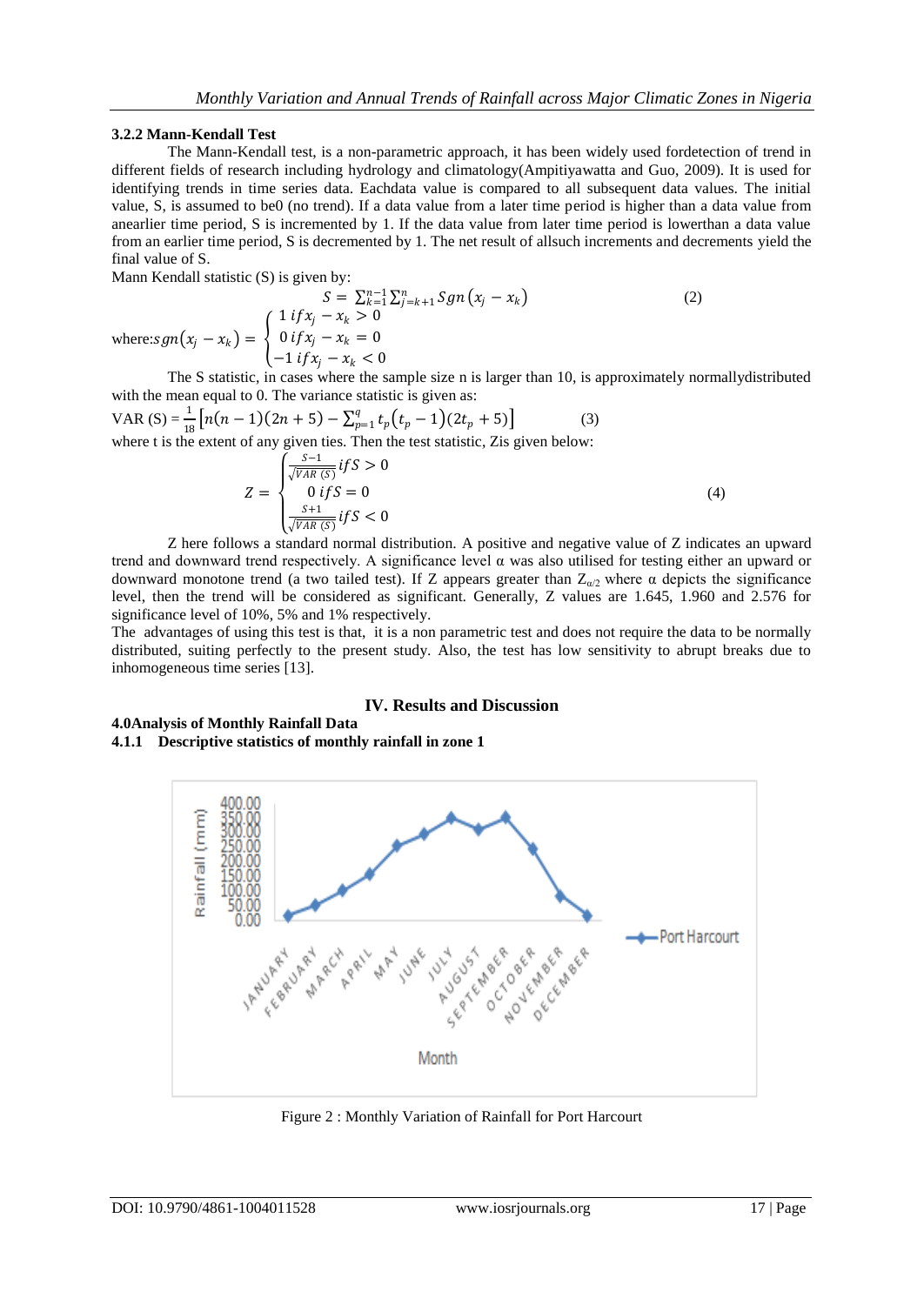### 3.2.2 Mann-Kendall Test

The Mann-Kendall test, is a non-parametric approach, it has been widely used fordetection of trend in different fields of research including hydrology and climatology(Ampitiyawatta and Guo, 2009). It is used for identifying trends in time series data. Eachdata value is compared to all subsequent data values. The initial value, S, is assumed to be0 (no trend). If a data value from a later time period is higher than a data value from anearlier time period, S is incremented by 1. If the data value from later time period is lowerthan a data value from an earlier time period, S is decremented by 1. The net result of allsuch increments and decrements yield the final value of S.

Mann Kendall statistic (S) is given by:

$$S = \sum_{k=1}^{n-1}\sum_{j=k+1}^{n} Sgn\left(x_j - x_k\right) \quad (2)$$

where: $sgn\left(x_j - x_k\right) = \begin{cases} 1\ if x_j - x_k > 0 \\ 0\ if x_j - x_k = 0 \\ -1\ if x_j - x_k < 0 \end{cases}$

The S statistic, in cases where the sample size n is larger than 10, is approximately normallydistributed with the mean equal to 0. The variance statistic is given as:

$$\text{VAR (S)} = \frac{1}{18}\left[n(n-1)(2n+5) - \sum_{p=1}^{q} t_p\left(t_p - 1\right)\left(2t_p + 5\right)\right] \quad (3)$$

where t is the extent of any given ties. Then the test statistic, Zis given below:

$$Z = \begin{cases} \frac{S-1}{\sqrt{VAR\ (S)}} if S > 0 \\ 0\ if S = 0 \\ \frac{S+1}{\sqrt{VAR\ (S)}} if S < 0 \end{cases} \quad (4)$$

Z here follows a standard normal distribution. A positive and negative value of Z indicates an upward trend and downward trend respectively. A significance level α was also utilised for testing either an upward or downward monotone trend (a two tailed test). If Z appears greater than $Z_{\alpha/2}$ where α depicts the significance level, then the trend will be considered as significant. Generally, Z values are 1.645, 1.960 and 2.576 for significance level of 10%, 5% and 1% respectively.

The advantages of using this test is that, it is a non parametric test and does not require the data to be normally distributed, suiting perfectly to the present study. Also, the test has low sensitivity to abrupt breaks due to inhomogeneous time series [13].

## IV. Results and Discussion

### 4.0Analysis of Monthly Rainfall Data

#### 4.1.1 Descriptive statistics of monthly rainfall in zone 1

Figure 2 : Monthly Variation of Rainfall for Port Harcourt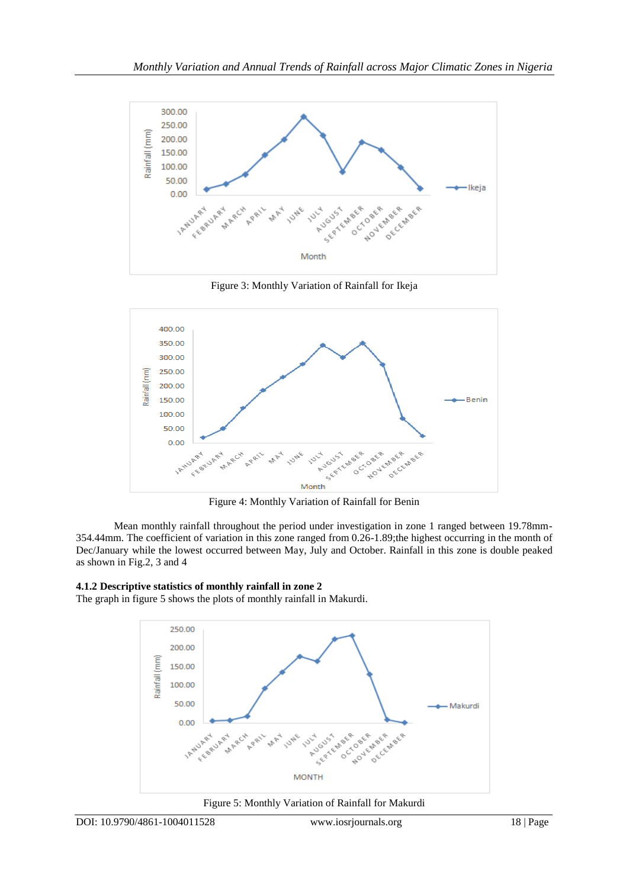Figure 3: Monthly Variation of Rainfall for Ikeja

Figure 4: Monthly Variation of Rainfall for Benin

Mean monthly rainfall throughout the period under investigation in zone 1 ranged between 19.78mm-354.44mm. The coefficient of variation in this zone ranged from 0.26-1.89;the highest occurring in the month of Dec/January while the lowest occurred between May, July and October. Rainfall in this zone is double peaked as shown in Fig.2, 3 and 4

### 4.1.2 Descriptive statistics of monthly rainfall in zone 2

The graph in figure 5 shows the plots of monthly rainfall in Makurdi.

Figure 5: Monthly Variation of Rainfall for Makurdi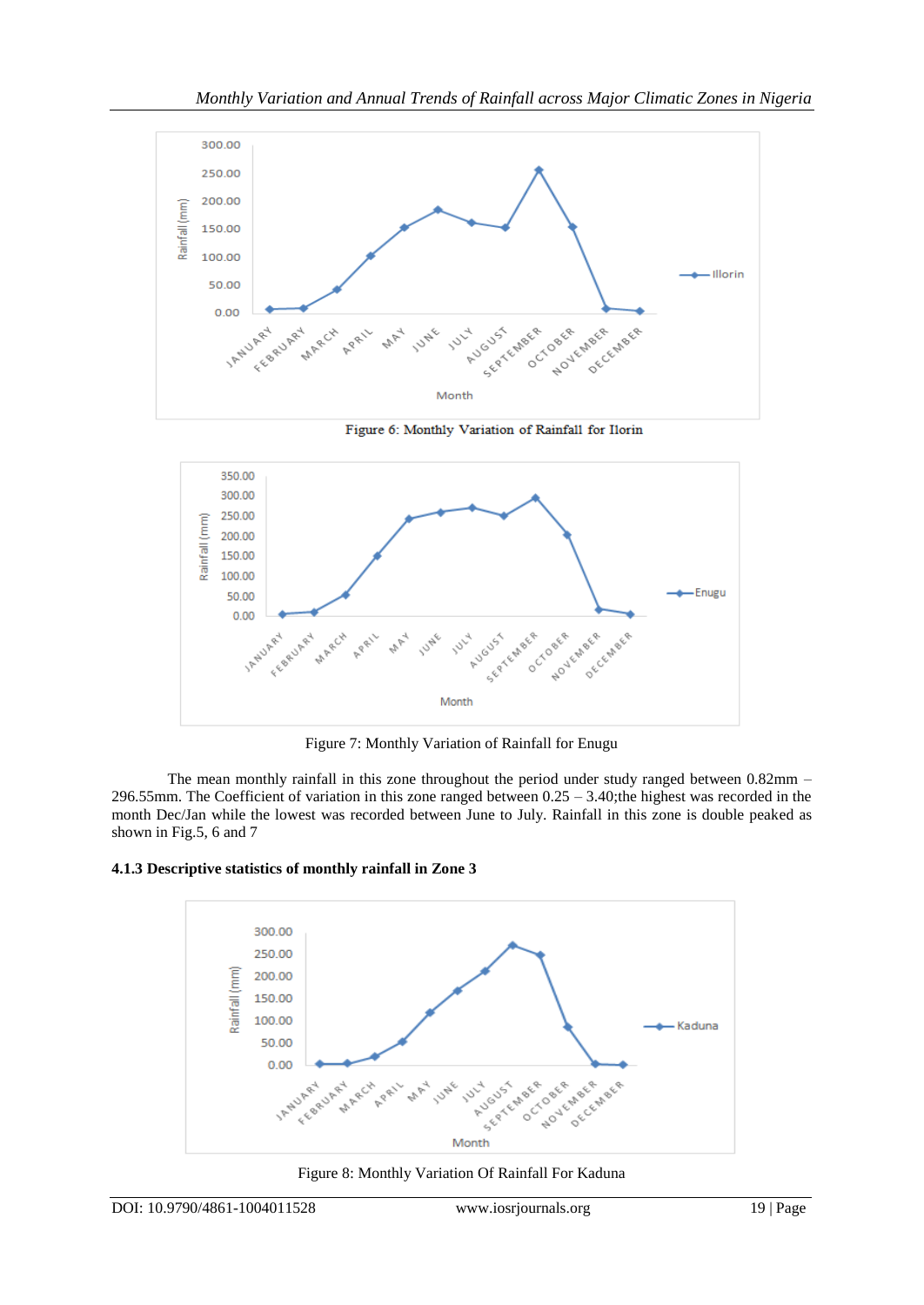Figure 6: Monthly Variation of Rainfall for Ilorin

Figure 7: Monthly Variation of Rainfall for Enugu

The mean monthly rainfall in this zone throughout the period under study ranged between 0.82mm – 296.55mm. The Coefficient of variation in this zone ranged between 0.25 – 3.40;the highest was recorded in the month Dec/Jan while the lowest was recorded between June to July. Rainfall in this zone is double peaked as shown in Fig.5, 6 and 7

### 4.1.3 Descriptive statistics of monthly rainfall in Zone 3

Figure 8: Monthly Variation Of Rainfall For Kaduna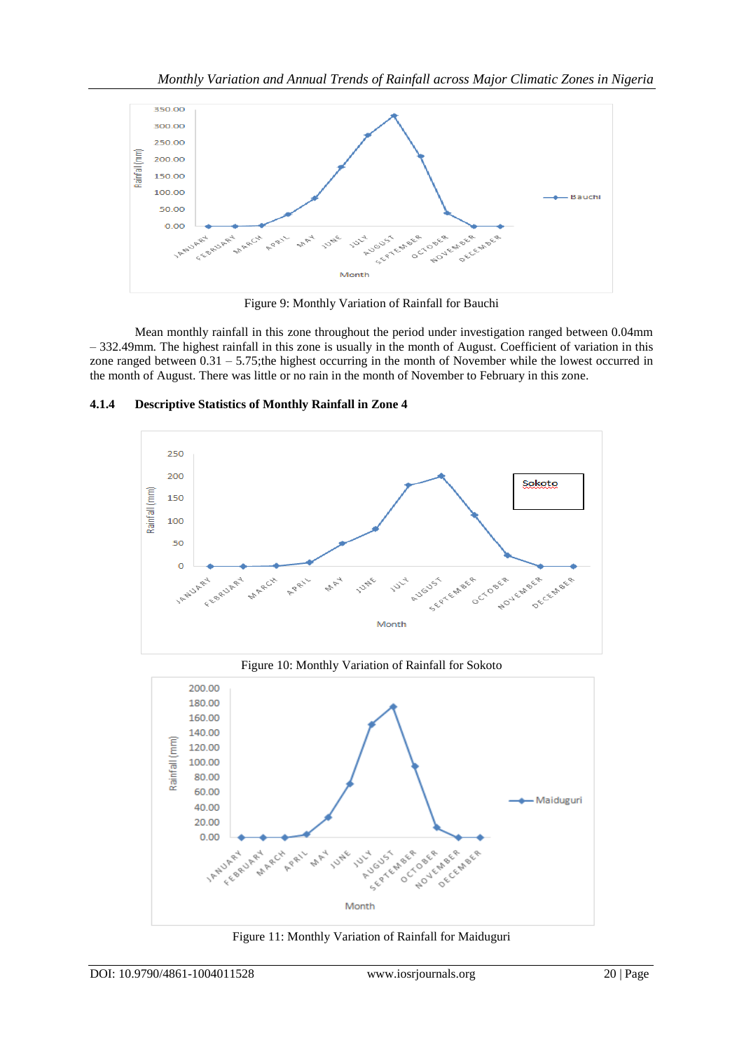Figure 9: Monthly Variation of Rainfall for Bauchi

Mean monthly rainfall in this zone throughout the period under investigation ranged between 0.04mm – 332.49mm. The highest rainfall in this zone is usually in the month of August. Coefficient of variation in this zone ranged between 0.31 – 5.75;the highest occurring in the month of November while the lowest occurred in the month of August. There was little or no rain in the month of November to February in this zone.

#### 4.1.4 Descriptive Statistics of Monthly Rainfall in Zone 4

Figure 10: Monthly Variation of Rainfall for Sokoto

Figure 11: Monthly Variation of Rainfall for Maiduguri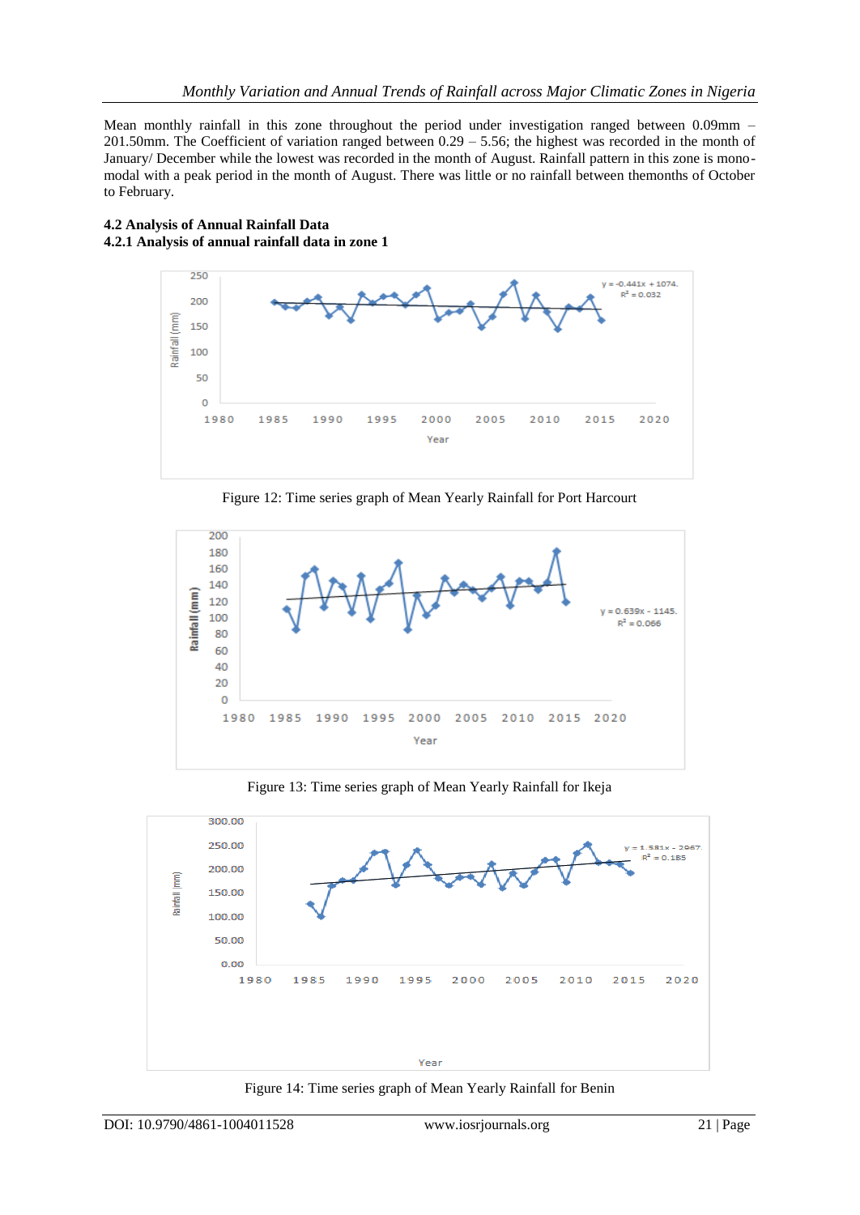Mean monthly rainfall in this zone throughout the period under investigation ranged between 0.09mm – 201.50mm. The Coefficient of variation ranged between 0.29 – 5.56; the highest was recorded in the month of January/ December while the lowest was recorded in the month of August. Rainfall pattern in this zone is mono-modal with a peak period in the month of August. There was little or no rainfall between themonths of October to February.

## 4.2 Analysis of Annual Rainfall Data

### 4.2.1 Analysis of annual rainfall data in zone 1

Figure 12: Time series graph of Mean Yearly Rainfall for Port Harcourt

Figure 13: Time series graph of Mean Yearly Rainfall for Ikeja

Figure 14: Time series graph of Mean Yearly Rainfall for Benin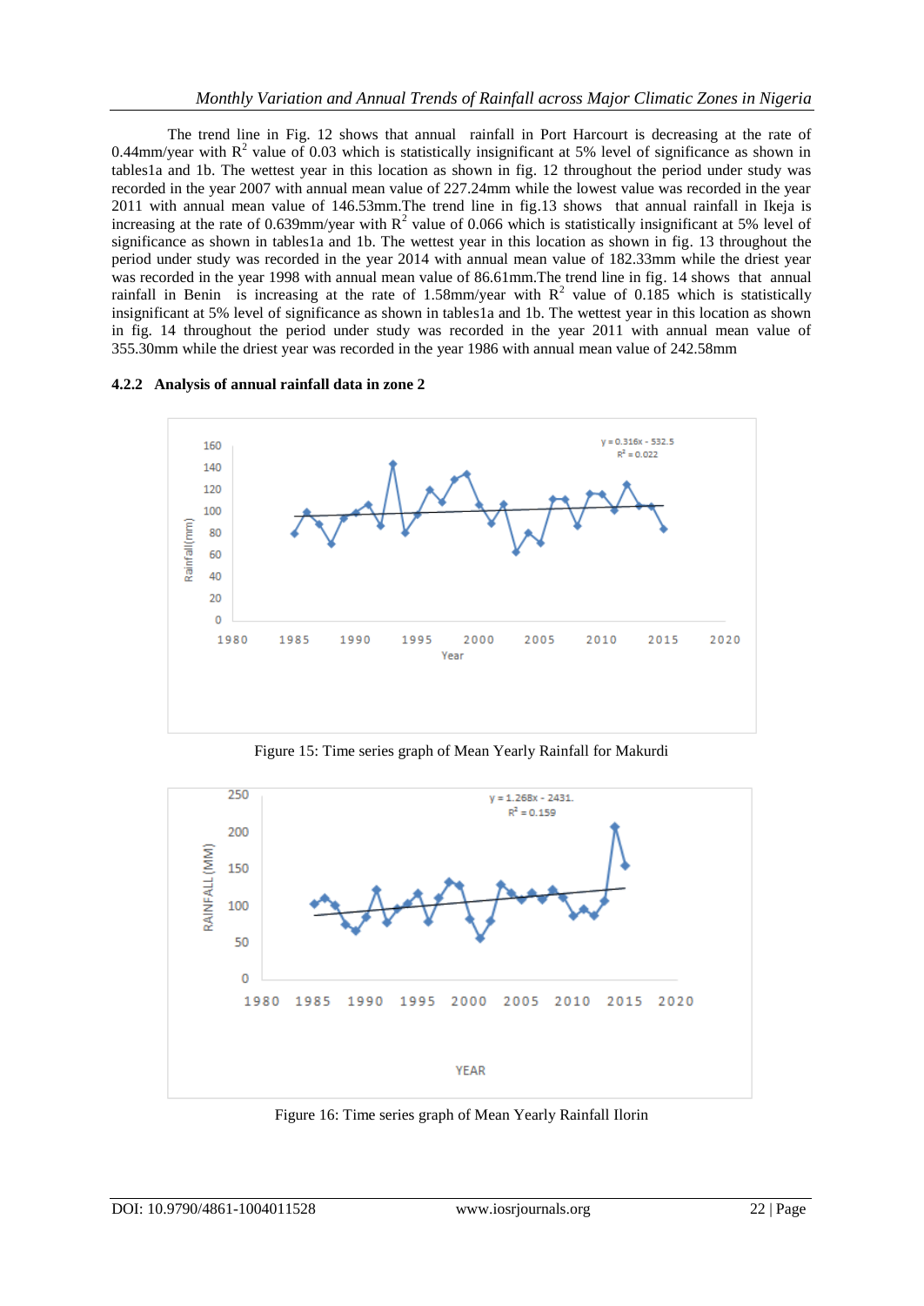The trend line in Fig. 12 shows that annual rainfall in Port Harcourt is decreasing at the rate of 0.44mm/year with $R^2$ value of 0.03 which is statistically insignificant at 5% level of significance as shown in tables1a and 1b. The wettest year in this location as shown in fig. 12 throughout the period under study was recorded in the year 2007 with annual mean value of 227.24mm while the lowest value was recorded in the year 2011 with annual mean value of 146.53mm.The trend line in fig.13 shows that annual rainfall in Ikeja is increasing at the rate of 0.639mm/year with $R^2$ value of 0.066 which is statistically insignificant at 5% level of significance as shown in tables1a and 1b. The wettest year in this location as shown in fig. 13 throughout the period under study was recorded in the year 2014 with annual mean value of 182.33mm while the driest year was recorded in the year 1998 with annual mean value of 86.61mm.The trend line in fig. 14 shows that annual rainfall in Benin is increasing at the rate of 1.58mm/year with $R^2$ value of 0.185 which is statistically insignificant at 5% level of significance as shown in tables1a and 1b. The wettest year in this location as shown in fig. 14 throughout the period under study was recorded in the year 2011 with annual mean value of 355.30mm while the driest year was recorded in the year 1986 with annual mean value of 242.58mm

#### 4.2.2 Analysis of annual rainfall data in zone 2

Figure 15: Time series graph of Mean Yearly Rainfall for Makurdi

Figure 16: Time series graph of Mean Yearly Rainfall Ilorin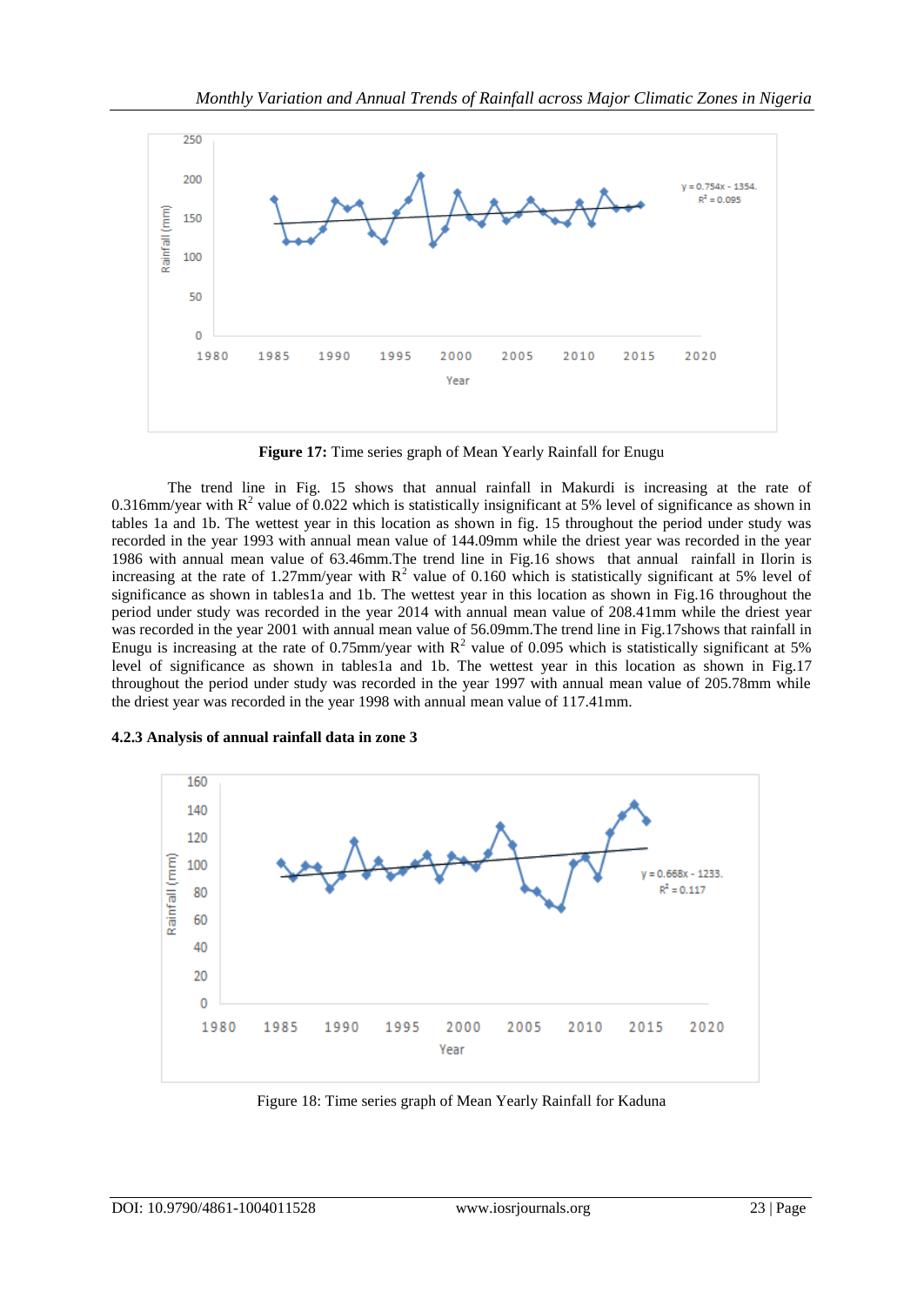Figure 17: Time series graph of Mean Yearly Rainfall for Enugu

The trend line in Fig. 15 shows that annual rainfall in Makurdi is increasing at the rate of 0.316mm/year with $R^2$ value of 0.022 which is statistically insignificant at 5% level of significance as shown in tables 1a and 1b. The wettest year in this location as shown in fig. 15 throughout the period under study was recorded in the year 1993 with annual mean value of 144.09mm while the driest year was recorded in the year 1986 with annual mean value of 63.46mm.The trend line in Fig.16 shows that annual rainfall in Ilorin is increasing at the rate of 1.27mm/year with $R^2$ value of 0.160 which is statistically significant at 5% level of significance as shown in tables1a and 1b. The wettest year in this location as shown in Fig.16 throughout the period under study was recorded in the year 2014 with annual mean value of 208.41mm while the driest year was recorded in the year 2001 with annual mean value of 56.09mm.The trend line in Fig.17shows that rainfall in Enugu is increasing at the rate of 0.75mm/year with $R^2$ value of 0.095 which is statistically significant at 5% level of significance as shown in tables1a and 1b. The wettest year in this location as shown in Fig.17 throughout the period under study was recorded in the year 1997 with annual mean value of 205.78mm while the driest year was recorded in the year 1998 with annual mean value of 117.41mm.

### 4.2.3 Analysis of annual rainfall data in zone 3

Figure 18: Time series graph of Mean Yearly Rainfall for Kaduna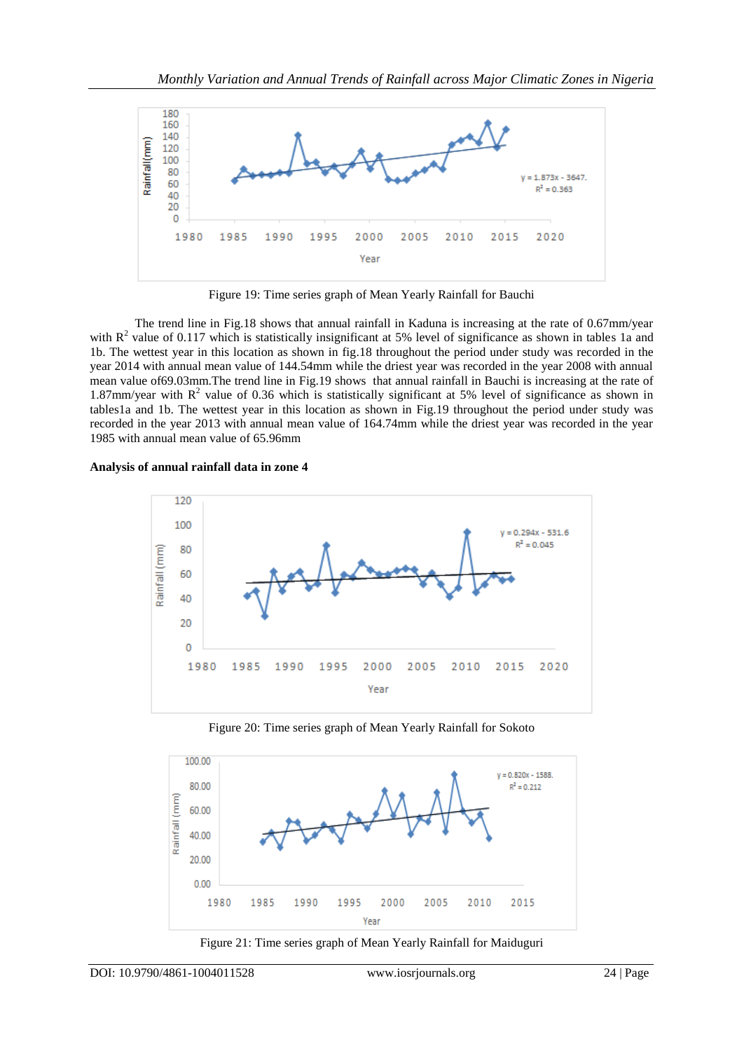Figure 19: Time series graph of Mean Yearly Rainfall for Bauchi

The trend line in Fig.18 shows that annual rainfall in Kaduna is increasing at the rate of 0.67mm/year with $R^2$ value of 0.117 which is statistically insignificant at 5% level of significance as shown in tables 1a and 1b. The wettest year in this location as shown in fig.18 throughout the period under study was recorded in the year 2014 with annual mean value of 144.54mm while the driest year was recorded in the year 2008 with annual mean value of69.03mm.The trend line in Fig.19 shows that annual rainfall in Bauchi is increasing at the rate of 1.87mm/year with $R^2$ value of 0.36 which is statistically significant at 5% level of significance as shown in tables1a and 1b. The wettest year in this location as shown in Fig.19 throughout the period under study was recorded in the year 2013 with annual mean value of 164.74mm while the driest year was recorded in the year 1985 with annual mean value of 65.96mm

**Analysis of annual rainfall data in zone 4**

Figure 20: Time series graph of Mean Yearly Rainfall for Sokoto

Figure 21: Time series graph of Mean Yearly Rainfall for Maiduguri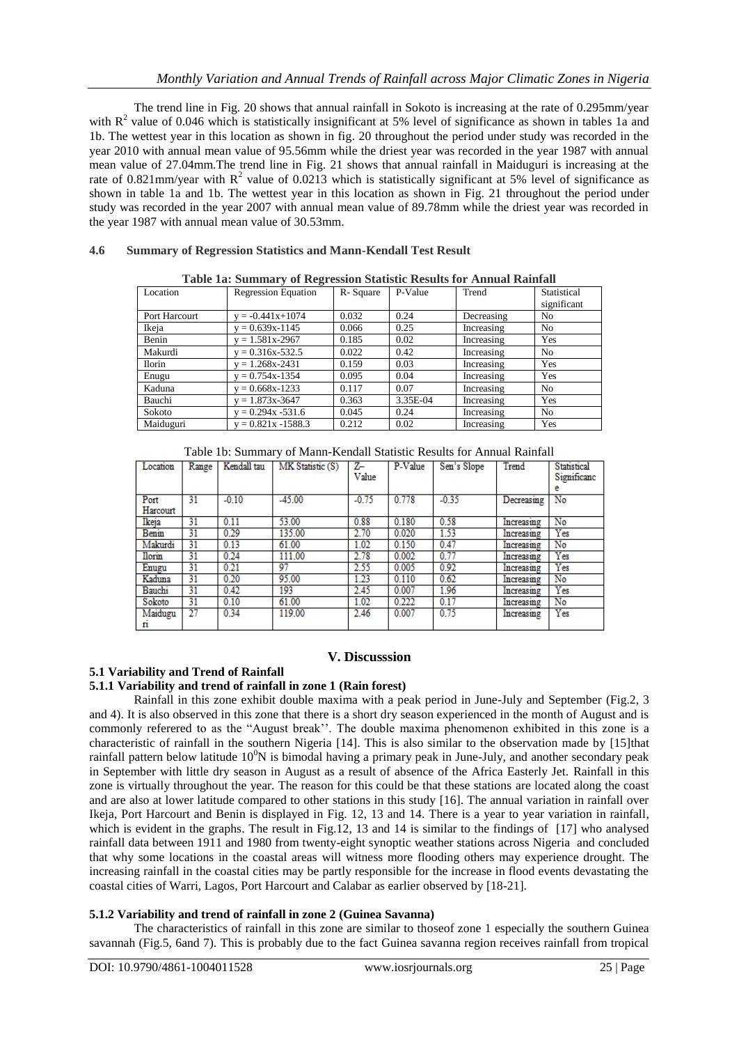The trend line in Fig. 20 shows that annual rainfall in Sokoto is increasing at the rate of 0.295mm/year with $R^2$ value of 0.046 which is statistically insignificant at 5% level of significance as shown in tables 1a and 1b. The wettest year in this location as shown in fig. 20 throughout the period under study was recorded in the year 2010 with annual mean value of 95.56mm while the driest year was recorded in the year 1987 with annual mean value of 27.04mm.The trend line in Fig. 21 shows that annual rainfall in Maiduguri is increasing at the rate of 0.821mm/year with $R^2$ value of 0.0213 which is statistically significant at 5% level of significance as shown in table 1a and 1b. The wettest year in this location as shown in Fig. 21 throughout the period under study was recorded in the year 2007 with annual mean value of 89.78mm while the driest year was recorded in the year 1987 with annual mean value of 30.53mm.

### 4.6 Summary of Regression Statistics and Mann-Kendall Test Result

**Table 1a: Summary of Regression Statistic Results for Annual Rainfall**

| Location | Regression Equation | R- Square | P-Value | Trend | Statistical significant |
|---|---|---|---|---|---|
| Port Harcourt | y = -0.441x+1074 | 0.032 | 0.24 | Decreasing | No |
| Ikeja | y = 0.639x-1145 | 0.066 | 0.25 | Increasing | No |
| Benin | y = 1.581x-2967 | 0.185 | 0.02 | Increasing | Yes |
| Makurdi | y = 0.316x-532.5 | 0.022 | 0.42 | Increasing | No |
| Ilorin | y = 1.268x-2431 | 0.159 | 0.03 | Increasing | Yes |
| Enugu | y = 0.754x-1354 | 0.095 | 0.04 | Increasing | Yes |
| Kaduna | y = 0.668x-1233 | 0.117 | 0.07 | Increasing | No |
| Bauchi | y = 1.873x-3647 | 0.363 | 3.35E-04 | Increasing | Yes |
| Sokoto | y = 0.294x -531.6 | 0.045 | 0.24 | Increasing | No |
| Maiduguri | y = 0.821x -1588.3 | 0.212 | 0.02 | Increasing | Yes |

Table 1b: Summary of Mann-Kendall Statistic Results for Annual Rainfall

| Location | Range | Kendall tau | MK Statistic (S) | Z-Value | P-Value | Sen's Slope | Trend | Statistical Significance |
|---|---|---|---|---|---|---|---|---|
| Port Harcourt | 31 | -0.10 | -45.00 | -0.75 | 0.778 | -0.35 | Decreasing | No |
| Ikeja | 31 | 0.11 | 53.00 | 0.88 | 0.180 | 0.58 | Increasing | No |
| Benin | 31 | 0.29 | 135.00 | 2.70 | 0.020 | 1.53 | Increasing | Yes |
| Makurdi | 31 | 0.13 | 61.00 | 1.02 | 0.150 | 0.47 | Increasing | No |
| Ilorin | 31 | 0.24 | 111.00 | 2.78 | 0.002 | 0.77 | Increasing | Yes |
| Enugu | 31 | 0.21 | 97 | 2.55 | 0.005 | 0.92 | Increasing | Yes |
| Kaduna | 31 | 0.20 | 95.00 | 1.23 | 0.110 | 0.62 | Increasing | No |
| Bauchi | 31 | 0.42 | 193 | 2.45 | 0.007 | 1.96 | Increasing | Yes |
| Sokoto | 31 | 0.10 | 61.00 | 1.02 | 0.222 | 0.17 | Increasing | No |
| Maiduguri | 27 | 0.34 | 119.00 | 2.46 | 0.007 | 0.75 | Increasing | Yes |

## V. Discusssion

### 5.1 Variability and Trend of Rainfall

#### 5.1.1 Variability and trend of rainfall in zone 1 (Rain forest)

Rainfall in this zone exhibit double maxima with a peak period in June-July and September (Fig.2, 3 and 4). It is also observed in this zone that there is a short dry season experienced in the month of August and is commonly refereed to as the "August break''. The double maxima phenomenon exhibited in this zone is a characteristic of rainfall in the southern Nigeria [14]. This is also similar to the observation made by [15]that rainfall pattern below latitude $10^0$N is bimodal having a primary peak in June-July, and another secondary peak in September with little dry season in August as a result of absence of the Africa Easterly Jet. Rainfall in this zone is virtually throughout the year. The reason for this could be that these stations are located along the coast and are also at lower latitude compared to other stations in this study [16]. The annual variation in rainfall over Ikeja, Port Harcourt and Benin is displayed in Fig. 12, 13 and 14. There is a year to year variation in rainfall, which is evident in the graphs. The result in Fig.12, 13 and 14 is similar to the findings of [17] who analysed rainfall data between 1911 and 1980 from twenty-eight synoptic weather stations across Nigeria and concluded that why some locations in the coastal areas will witness more flooding others may experience drought. The increasing rainfall in the coastal cities may be partly responsible for the increase in flood events devastating the coastal cities of Warri, Lagos, Port Harcourt and Calabar as earlier observed by [18-21].

#### 5.1.2 Variability and trend of rainfall in zone 2 (Guinea Savanna)

The characteristics of rainfall in this zone are similar to thoseof zone 1 especially the southern Guinea savannah (Fig.5, 6and 7). This is probably due to the fact Guinea savanna region receives rainfall from tropical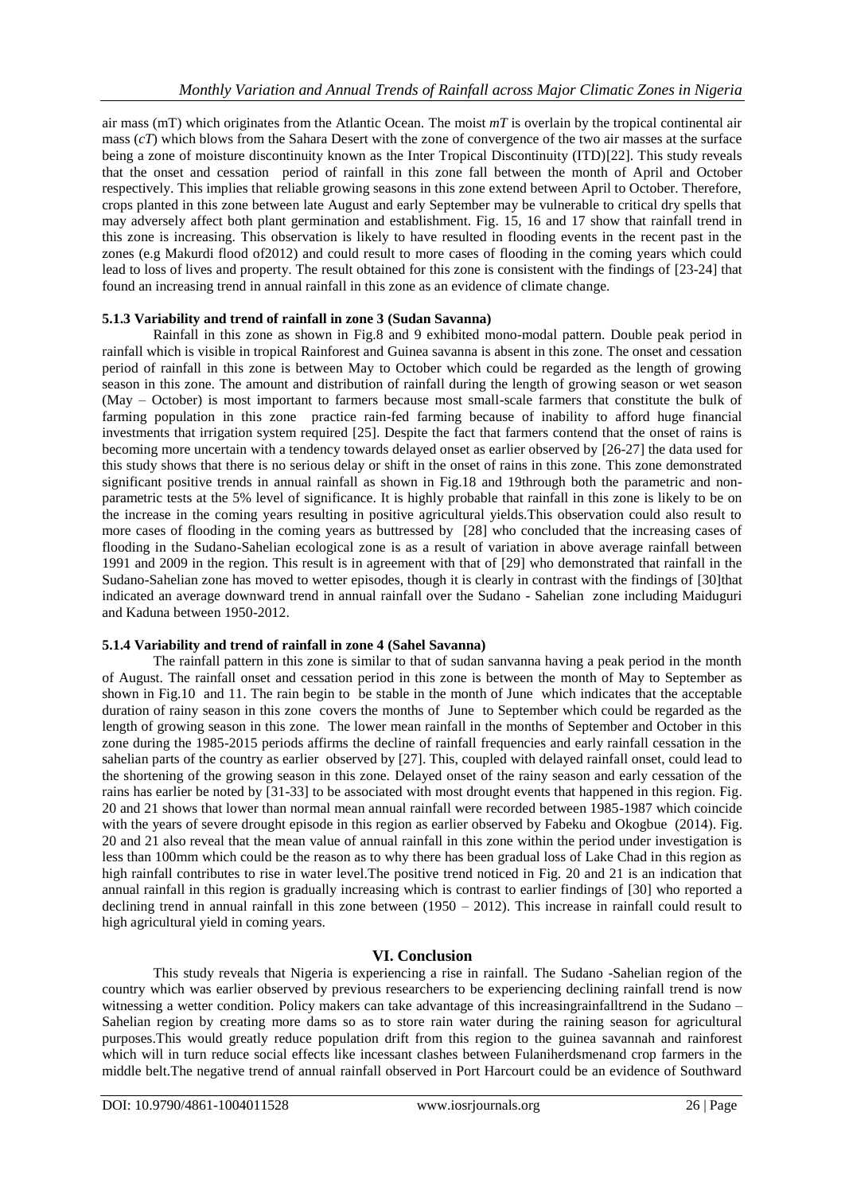air mass (mT) which originates from the Atlantic Ocean. The moist *mT* is overlain by the tropical continental air mass (*cT*) which blows from the Sahara Desert with the zone of convergence of the two air masses at the surface being a zone of moisture discontinuity known as the Inter Tropical Discontinuity (ITD)[22]. This study reveals that the onset and cessation period of rainfall in this zone fall between the month of April and October respectively. This implies that reliable growing seasons in this zone extend between April to October. Therefore, crops planted in this zone between late August and early September may be vulnerable to critical dry spells that may adversely affect both plant germination and establishment. Fig. 15, 16 and 17 show that rainfall trend in this zone is increasing. This observation is likely to have resulted in flooding events in the recent past in the zones (e.g Makurdi flood of2012) and could result to more cases of flooding in the coming years which could lead to loss of lives and property. The result obtained for this zone is consistent with the findings of [23-24] that found an increasing trend in annual rainfall in this zone as an evidence of climate change.

### 5.1.3 Variability and trend of rainfall in zone 3 (Sudan Savanna)

Rainfall in this zone as shown in Fig.8 and 9 exhibited mono-modal pattern. Double peak period in rainfall which is visible in tropical Rainforest and Guinea savanna is absent in this zone. The onset and cessation period of rainfall in this zone is between May to October which could be regarded as the length of growing season in this zone. The amount and distribution of rainfall during the length of growing season or wet season (May – October) is most important to farmers because most small-scale farmers that constitute the bulk of farming population in this zone practice rain-fed farming because of inability to afford huge financial investments that irrigation system required [25]. Despite the fact that farmers contend that the onset of rains is becoming more uncertain with a tendency towards delayed onset as earlier observed by [26-27] the data used for this study shows that there is no serious delay or shift in the onset of rains in this zone. This zone demonstrated significant positive trends in annual rainfall as shown in Fig.18 and 19through both the parametric and non-parametric tests at the 5% level of significance. It is highly probable that rainfall in this zone is likely to be on the increase in the coming years resulting in positive agricultural yields.This observation could also result to more cases of flooding in the coming years as buttressed by [28] who concluded that the increasing cases of flooding in the Sudano-Sahelian ecological zone is as a result of variation in above average rainfall between 1991 and 2009 in the region. This result is in agreement with that of [29] who demonstrated that rainfall in the Sudano-Sahelian zone has moved to wetter episodes, though it is clearly in contrast with the findings of [30]that indicated an average downward trend in annual rainfall over the Sudano - Sahelian zone including Maiduguri and Kaduna between 1950-2012.

### 5.1.4 Variability and trend of rainfall in zone 4 (Sahel Savanna)

The rainfall pattern in this zone is similar to that of sudan sanvanna having a peak period in the month of August. The rainfall onset and cessation period in this zone is between the month of May to September as shown in Fig.10 and 11. The rain begin to be stable in the month of June which indicates that the acceptable duration of rainy season in this zone covers the months of June to September which could be regarded as the length of growing season in this zone. The lower mean rainfall in the months of September and October in this zone during the 1985-2015 periods affirms the decline of rainfall frequencies and early rainfall cessation in the sahelian parts of the country as earlier observed by [27]. This, coupled with delayed rainfall onset, could lead to the shortening of the growing season in this zone. Delayed onset of the rainy season and early cessation of the rains has earlier be noted by [31-33] to be associated with most drought events that happened in this region. Fig. 20 and 21 shows that lower than normal mean annual rainfall were recorded between 1985-1987 which coincide with the years of severe drought episode in this region as earlier observed by Fabeku and Okogbue (2014). Fig. 20 and 21 also reveal that the mean value of annual rainfall in this zone within the period under investigation is less than 100mm which could be the reason as to why there has been gradual loss of Lake Chad in this region as high rainfall contributes to rise in water level.The positive trend noticed in Fig. 20 and 21 is an indication that annual rainfall in this region is gradually increasing which is contrast to earlier findings of [30] who reported a declining trend in annual rainfall in this zone between (1950 – 2012). This increase in rainfall could result to high agricultural yield in coming years.

## VI. Conclusion

This study reveals that Nigeria is experiencing a rise in rainfall. The Sudano -Sahelian region of the country which was earlier observed by previous researchers to be experiencing declining rainfall trend is now witnessing a wetter condition. Policy makers can take advantage of this increasingrainfalltrend in the Sudano – Sahelian region by creating more dams so as to store rain water during the raining season for agricultural purposes.This would greatly reduce population drift from this region to the guinea savannah and rainforest which will in turn reduce social effects like incessant clashes between Fulaniherdsmenand crop farmers in the middle belt.The negative trend of annual rainfall observed in Port Harcourt could be an evidence of Southward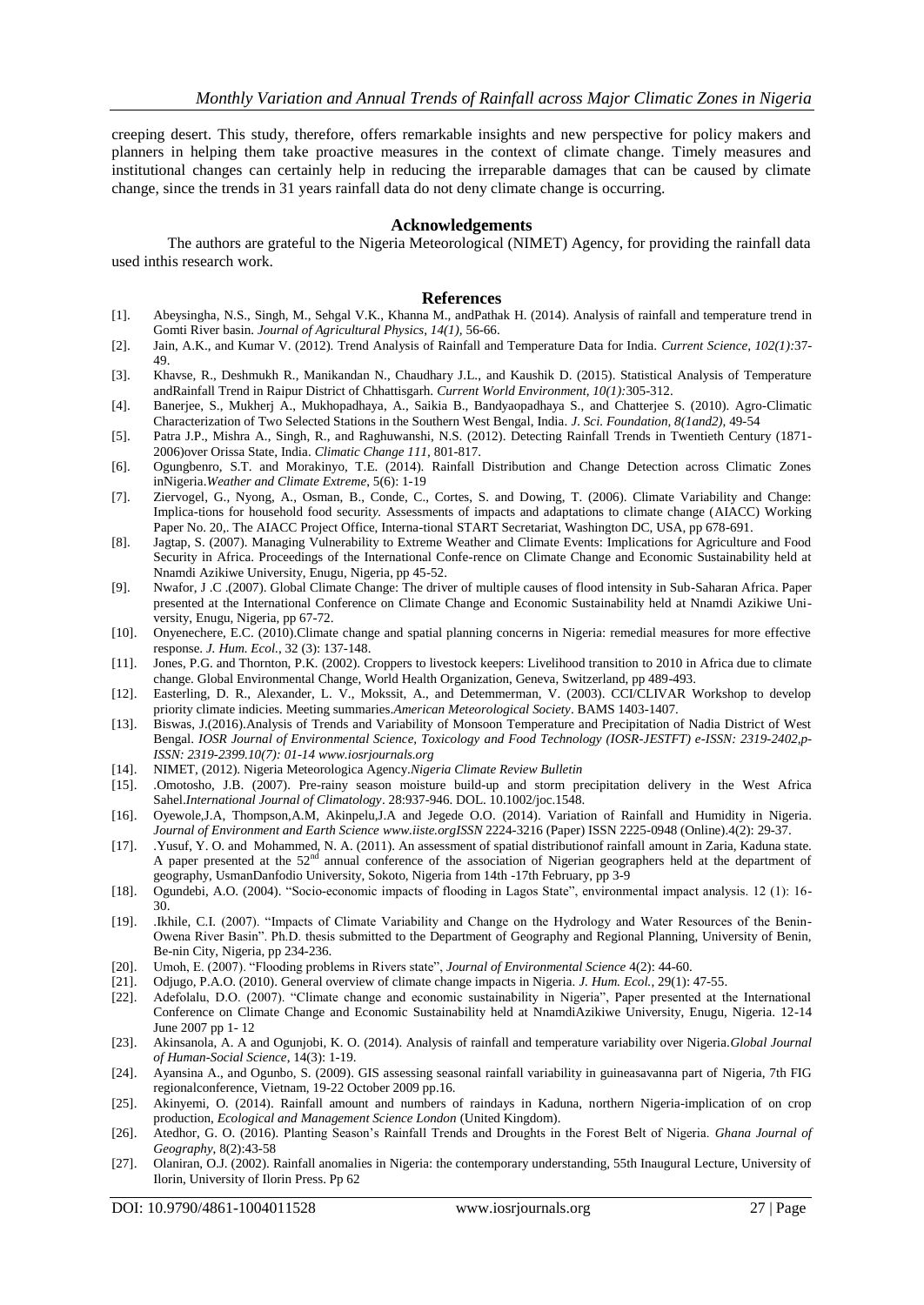creeping desert. This study, therefore, offers remarkable insights and new perspective for policy makers and planners in helping them take proactive measures in the context of climate change. Timely measures and institutional changes can certainly help in reducing the irreparable damages that can be caused by climate change, since the trends in 31 years rainfall data do not deny climate change is occurring.

## Acknowledgements

The authors are grateful to the Nigeria Meteorological (NIMET) Agency, for providing the rainfall data used inthis research work.

## References

[1]. Abeysingha, N.S., Singh, M., Sehgal V.K., Khanna M., andPathak H. (2014). Analysis of rainfall and temperature trend in Gomti River basin. *Journal of Agricultural Physics, 14(1),* 56-66.

[2]. Jain, A.K., and Kumar V. (2012). Trend Analysis of Rainfall and Temperature Data for India. *Current Science, 102(1):*37-49.

[3]. Khavse, R., Deshmukh R., Manikandan N., Chaudhary J.L., and Kaushik D. (2015). Statistical Analysis of Temperature andRainfall Trend in Raipur District of Chhattisgarh. *Current World Environment, 10(1):*305-312.

[4]. Banerjee, S., Mukherj A., Mukhopadhaya, A., Saikia B., Bandyaopadhaya S., and Chatterjee S. (2010). Agro-Climatic Characterization of Two Selected Stations in the Southern West Bengal, India. *J. Sci. Foundation, 8(1and2),* 49-54

[5]. Patra J.P., Mishra A., Singh, R., and Raghuwanshi, N.S. (2012). Detecting Rainfall Trends in Twentieth Century (1871-2006)over Orissa State, India. *Climatic Change 111,* 801-817.

[6]. Ogungbenro, S.T. and Morakinyo, T.E. (2014). Rainfall Distribution and Change Detection across Climatic Zones inNigeria.*Weather and Climate Extreme,* 5(6): 1-19

[7]. Ziervogel, G., Nyong, A., Osman, B., Conde, C., Cortes, S. and Dowing, T. (2006). Climate Variability and Change: Implica-tions for household food security. Assessments of impacts and adaptations to climate change (AIACC) Working Paper No. 20,. The AIACC Project Office, Interna-tional START Secretariat, Washington DC, USA, pp 678-691.

[8]. Jagtap, S. (2007). Managing Vulnerability to Extreme Weather and Climate Events: Implications for Agriculture and Food Security in Africa. Proceedings of the International Confe-rence on Climate Change and Economic Sustainability held at Nnamdi Azikiwe University, Enugu, Nigeria, pp 45-52.

[9]. Nwafor, J .C .(2007). Global Climate Change: The driver of multiple causes of flood intensity in Sub-Saharan Africa. Paper presented at the International Conference on Climate Change and Economic Sustainability held at Nnamdi Azikiwe Uni-versity, Enugu, Nigeria, pp 67-72.

[10]. Onyenechere, E.C. (2010).Climate change and spatial planning concerns in Nigeria: remedial measures for more effective response. *J. Hum. Ecol.,* 32 (3): 137-148.

[11]. Jones, P.G. and Thornton, P.K. (2002). Croppers to livestock keepers: Livelihood transition to 2010 in Africa due to climate change. Global Environmental Change, World Health Organization, Geneva, Switzerland, pp 489-493.

[12]. Easterling, D. R., Alexander, L. V., Mokssit, A., and Detemmerman, V. (2003). CCI/CLIVAR Workshop to develop priority climate indicies. Meeting summaries.*American Meteorological Society*. BAMS 1403-1407.

[13]. Biswas, J.(2016).Analysis of Trends and Variability of Monsoon Temperature and Precipitation of Nadia District of West Bengal. *IOSR Journal of Environmental Science, Toxicology and Food Technology (IOSR-JESTFT) e-ISSN: 2319-2402,p-ISSN: 2319-2399.10(7): 01-14 www.iosrjournals.org*

[14]. NIMET, (2012). Nigeria Meteorologica Agency.*Nigeria Climate Review Bulletin*

[15]. .Omotosho, J.B. (2007). Pre-rainy season moisture build-up and storm precipitation delivery in the West Africa Sahel.*International Journal of Climatology*. 28:937-946. DOL. 10.1002/joc.1548.

[16]. Oyewole,J.A, Thompson,A.M, Akinpelu,J.A and Jegede O.O. (2014). Variation of Rainfall and Humidity in Nigeria. *Journal of Environment and Earth Science www.iiste.orgISSN* 2224-3216 (Paper) ISSN 2225-0948 (Online).4(2): 29-37.

[17]. .Yusuf, Y. O. and Mohammed, N. A. (2011). An assessment of spatial distributionof rainfall amount in Zaria, Kaduna state. A paper presented at the 52nd annual conference of the association of Nigerian geographers held at the department of geography, UsmanDanfodio University, Sokoto, Nigeria from 14th -17th February, pp 3-9

[18]. Ogundebi, A.O. (2004). "Socio-economic impacts of flooding in Lagos State", environmental impact analysis. 12 (1): 16-30.

[19]. .Ikhile, C.I. (2007). "Impacts of Climate Variability and Change on the Hydrology and Water Resources of the Benin-Owena River Basin". Ph.D. thesis submitted to the Department of Geography and Regional Planning, University of Benin, Be-nin City, Nigeria, pp 234-236.

[20]. Umoh, E. (2007). "Flooding problems in Rivers state", *Journal of Environmental Science* 4(2): 44-60.

[21]. Odjugo, P.A.O. (2010). General overview of climate change impacts in Nigeria. *J. Hum. Ecol.,* 29(1): 47-55.

[22]. Adefolalu, D.O. (2007). "Climate change and economic sustainability in Nigeria", Paper presented at the International Conference on Climate Change and Economic Sustainability held at NnamdiAzikiwe University, Enugu, Nigeria. 12-14 June 2007 pp 1- 12

[23]. Akinsanola, A. A and Ogunjobi, K. O. (2014). Analysis of rainfall and temperature variability over Nigeria.*Global Journal of Human-Social Science,* 14(3): 1-19.

[24]. Ayansina A., and Ogunbo, S. (2009). GIS assessing seasonal rainfall variability in guineasavanna part of Nigeria, 7th FIG regionalconference, Vietnam, 19-22 October 2009 pp.16.

[25]. Akinyemi, O. (2014). Rainfall amount and numbers of raindays in Kaduna, northern Nigeria-implication of on crop production, *Ecological and Management Science London* (United Kingdom).

[26]. Atedhor, G. O. (2016). Planting Season's Rainfall Trends and Droughts in the Forest Belt of Nigeria. *Ghana Journal of Geography,* 8(2):43-58

[27]. Olaniran, O.J. (2002). Rainfall anomalies in Nigeria: the contemporary understanding, 55th Inaugural Lecture, University of Ilorin, University of Ilorin Press. Pp 62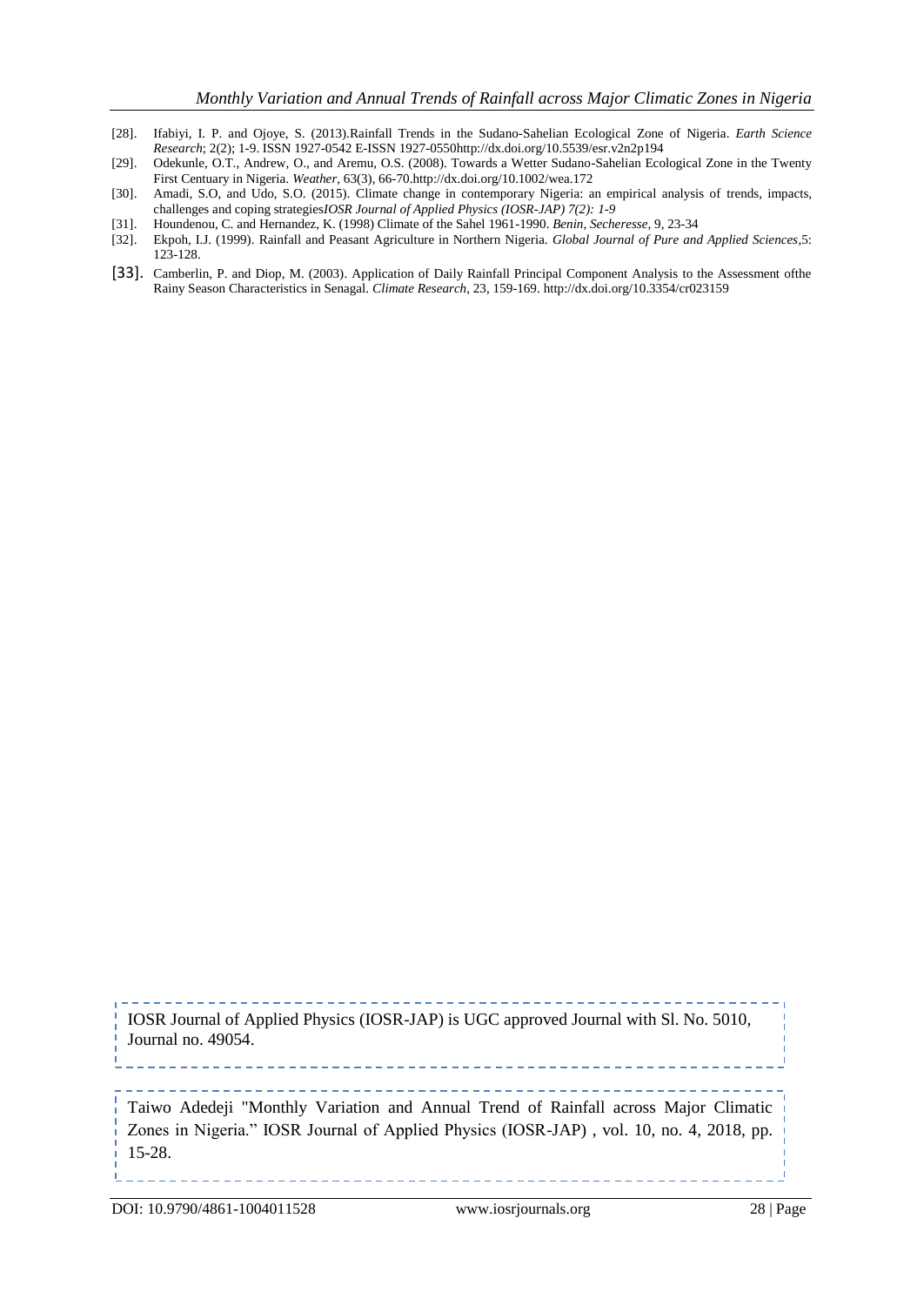[28]. Ifabiyi, I. P. and Ojoye, S. (2013).Rainfall Trends in the Sudano-Sahelian Ecological Zone of Nigeria. *Earth Science Research*; 2(2); 1-9. ISSN 1927-0542 E-ISSN 1927-0550http://dx.doi.org/10.5539/esr.v2n2p194

[29]. Odekunle, O.T., Andrew, O., and Aremu, O.S. (2008). Towards a Wetter Sudano-Sahelian Ecological Zone in the Twenty First Centuary in Nigeria. *Weather*, 63(3), 66-70.http://dx.doi.org/10.1002/wea.172

[30]. Amadi, S.O, and Udo, S.O. (2015). Climate change in contemporary Nigeria: an empirical analysis of trends, impacts, challenges and coping strategies*IOSR Journal of Applied Physics (IOSR-JAP) 7(2): 1-9*

[31]. Houndenou, C. and Hernandez, K. (1998) Climate of the Sahel 1961-1990. *Benin, Secheresse*, 9, 23-34

[32]. Ekpoh, I.J. (1999). Rainfall and Peasant Agriculture in Northern Nigeria. *Global Journal of Pure and Applied Sciences*,5: 123-128.

[33]. Camberlin, P. and Diop, M. (2003). Application of Daily Rainfall Principal Component Analysis to the Assessment ofthe Rainy Season Characteristics in Senagal. *Climate Research*, 23, 159-169. http://dx.doi.org/10.3354/cr023159

IOSR Journal of Applied Physics (IOSR-JAP) is UGC approved Journal with Sl. No. 5010, Journal no. 49054.

Taiwo Adedeji "Monthly Variation and Annual Trend of Rainfall across Major Climatic Zones in Nigeria." IOSR Journal of Applied Physics (IOSR-JAP) , vol. 10, no. 4, 2018, pp. 15-28.